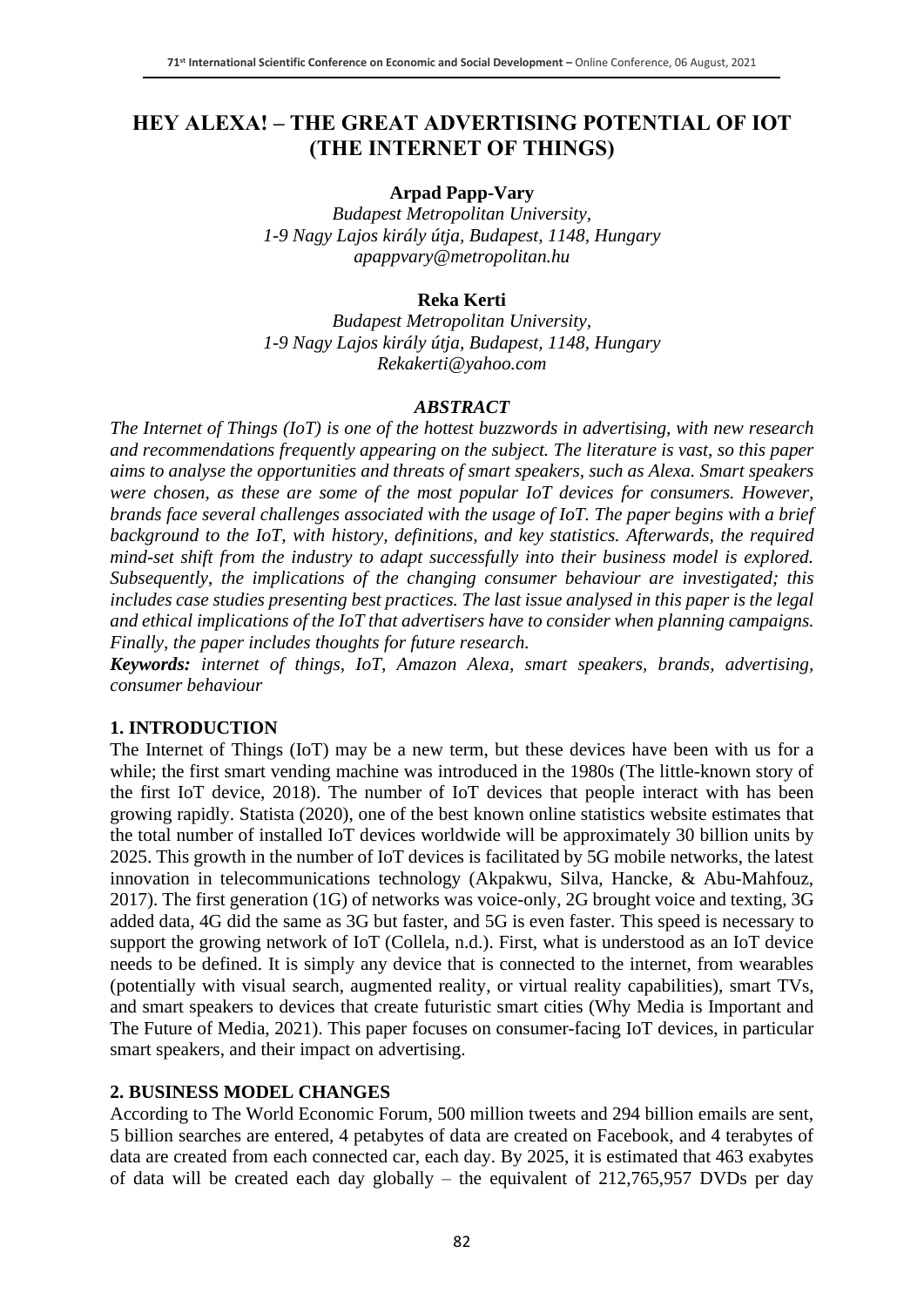# HEY ALEXA! – THE GREAT ADVERTISING POTENTIAL OF IOT (THE INTERNET OF THINGS)

**Arpad Papp-Vary**
*Budapest Metropolitan University,*
*1-9 Nagy Lajos király útja, Budapest, 1148, Hungary*
*apappvary@metropolitan.hu*

**Reka Kerti**
*Budapest Metropolitan University,*
*1-9 Nagy Lajos király útja, Budapest, 1148, Hungary*
*Rekakerti@yahoo.com*

## *ABSTRACT*

*The Internet of Things (IoT) is one of the hottest buzzwords in advertising, with new research and recommendations frequently appearing on the subject. The literature is vast, so this paper aims to analyse the opportunities and threats of smart speakers, such as Alexa. Smart speakers were chosen, as these are some of the most popular IoT devices for consumers. However, brands face several challenges associated with the usage of IoT. The paper begins with a brief background to the IoT, with history, definitions, and key statistics. Afterwards, the required mind-set shift from the industry to adapt successfully into their business model is explored. Subsequently, the implications of the changing consumer behaviour are investigated; this includes case studies presenting best practices. The last issue analysed in this paper is the legal and ethical implications of the IoT that advertisers have to consider when planning campaigns. Finally, the paper includes thoughts for future research.*

***Keywords:*** *internet of things, IoT, Amazon Alexa, smart speakers, brands, advertising, consumer behaviour*

## 1. INTRODUCTION

The Internet of Things (IoT) may be a new term, but these devices have been with us for a while; the first smart vending machine was introduced in the 1980s (The little-known story of the first IoT device, 2018). The number of IoT devices that people interact with has been growing rapidly. Statista (2020), one of the best known online statistics website estimates that the total number of installed IoT devices worldwide will be approximately 30 billion units by 2025. This growth in the number of IoT devices is facilitated by 5G mobile networks, the latest innovation in telecommunications technology (Akpakwu, Silva, Hancke, & Abu-Mahfouz, 2017). The first generation (1G) of networks was voice-only, 2G brought voice and texting, 3G added data, 4G did the same as 3G but faster, and 5G is even faster. This speed is necessary to support the growing network of IoT (Collela, n.d.). First, what is understood as an IoT device needs to be defined. It is simply any device that is connected to the internet, from wearables (potentially with visual search, augmented reality, or virtual reality capabilities), smart TVs, and smart speakers to devices that create futuristic smart cities (Why Media is Important and The Future of Media, 2021). This paper focuses on consumer-facing IoT devices, in particular smart speakers, and their impact on advertising.

## 2. BUSINESS MODEL CHANGES

According to The World Economic Forum, 500 million tweets and 294 billion emails are sent, 5 billion searches are entered, 4 petabytes of data are created on Facebook, and 4 terabytes of data are created from each connected car, each day. By 2025, it is estimated that 463 exabytes of data will be created each day globally – the equivalent of 212,765,957 DVDs per day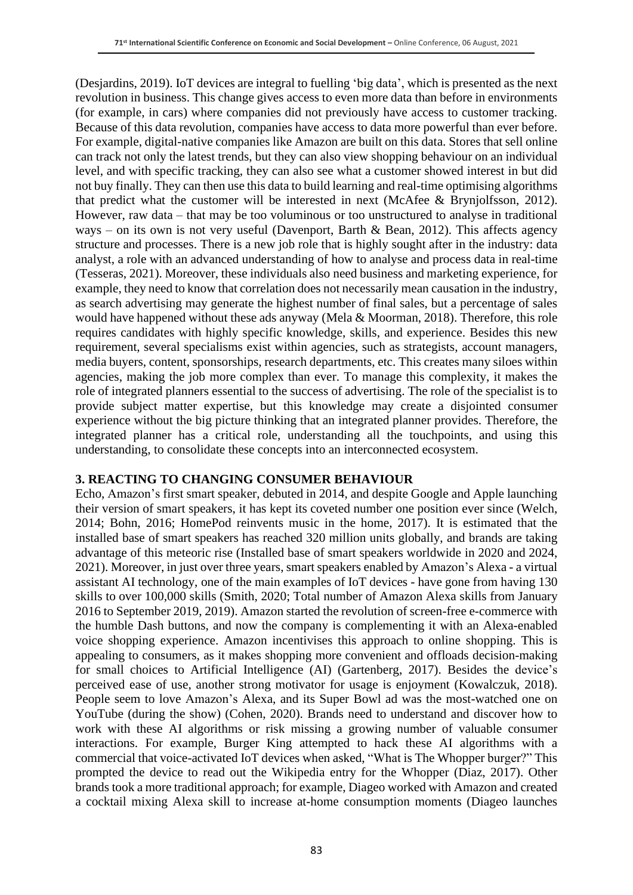(Desjardins, 2019). IoT devices are integral to fuelling 'big data', which is presented as the next revolution in business. This change gives access to even more data than before in environments (for example, in cars) where companies did not previously have access to customer tracking. Because of this data revolution, companies have access to data more powerful than ever before. For example, digital-native companies like Amazon are built on this data. Stores that sell online can track not only the latest trends, but they can also view shopping behaviour on an individual level, and with specific tracking, they can also see what a customer showed interest in but did not buy finally. They can then use this data to build learning and real-time optimising algorithms that predict what the customer will be interested in next (McAfee & Brynjolfsson, 2012). However, raw data – that may be too voluminous or too unstructured to analyse in traditional ways – on its own is not very useful (Davenport, Barth & Bean, 2012). This affects agency structure and processes. There is a new job role that is highly sought after in the industry: data analyst, a role with an advanced understanding of how to analyse and process data in real-time (Tesseras, 2021). Moreover, these individuals also need business and marketing experience, for example, they need to know that correlation does not necessarily mean causation in the industry, as search advertising may generate the highest number of final sales, but a percentage of sales would have happened without these ads anyway (Mela & Moorman, 2018). Therefore, this role requires candidates with highly specific knowledge, skills, and experience. Besides this new requirement, several specialisms exist within agencies, such as strategists, account managers, media buyers, content, sponsorships, research departments, etc. This creates many siloes within agencies, making the job more complex than ever. To manage this complexity, it makes the role of integrated planners essential to the success of advertising. The role of the specialist is to provide subject matter expertise, but this knowledge may create a disjointed consumer experience without the big picture thinking that an integrated planner provides. Therefore, the integrated planner has a critical role, understanding all the touchpoints, and using this understanding, to consolidate these concepts into an interconnected ecosystem.

## 3. REACTING TO CHANGING CONSUMER BEHAVIOUR

Echo, Amazon's first smart speaker, debuted in 2014, and despite Google and Apple launching their version of smart speakers, it has kept its coveted number one position ever since (Welch, 2014; Bohn, 2016; HomePod reinvents music in the home, 2017). It is estimated that the installed base of smart speakers has reached 320 million units globally, and brands are taking advantage of this meteoric rise (Installed base of smart speakers worldwide in 2020 and 2024, 2021). Moreover, in just over three years, smart speakers enabled by Amazon's Alexa - a virtual assistant AI technology, one of the main examples of IoT devices - have gone from having 130 skills to over 100,000 skills (Smith, 2020; Total number of Amazon Alexa skills from January 2016 to September 2019, 2019). Amazon started the revolution of screen-free e-commerce with the humble Dash buttons, and now the company is complementing it with an Alexa-enabled voice shopping experience. Amazon incentivises this approach to online shopping. This is appealing to consumers, as it makes shopping more convenient and offloads decision-making for small choices to Artificial Intelligence (AI) (Gartenberg, 2017). Besides the device's perceived ease of use, another strong motivator for usage is enjoyment (Kowalczuk, 2018). People seem to love Amazon's Alexa, and its Super Bowl ad was the most-watched one on YouTube (during the show) (Cohen, 2020). Brands need to understand and discover how to work with these AI algorithms or risk missing a growing number of valuable consumer interactions. For example, Burger King attempted to hack these AI algorithms with a commercial that voice-activated IoT devices when asked, "What is The Whopper burger?" This prompted the device to read out the Wikipedia entry for the Whopper (Diaz, 2017). Other brands took a more traditional approach; for example, Diageo worked with Amazon and created a cocktail mixing Alexa skill to increase at-home consumption moments (Diageo launches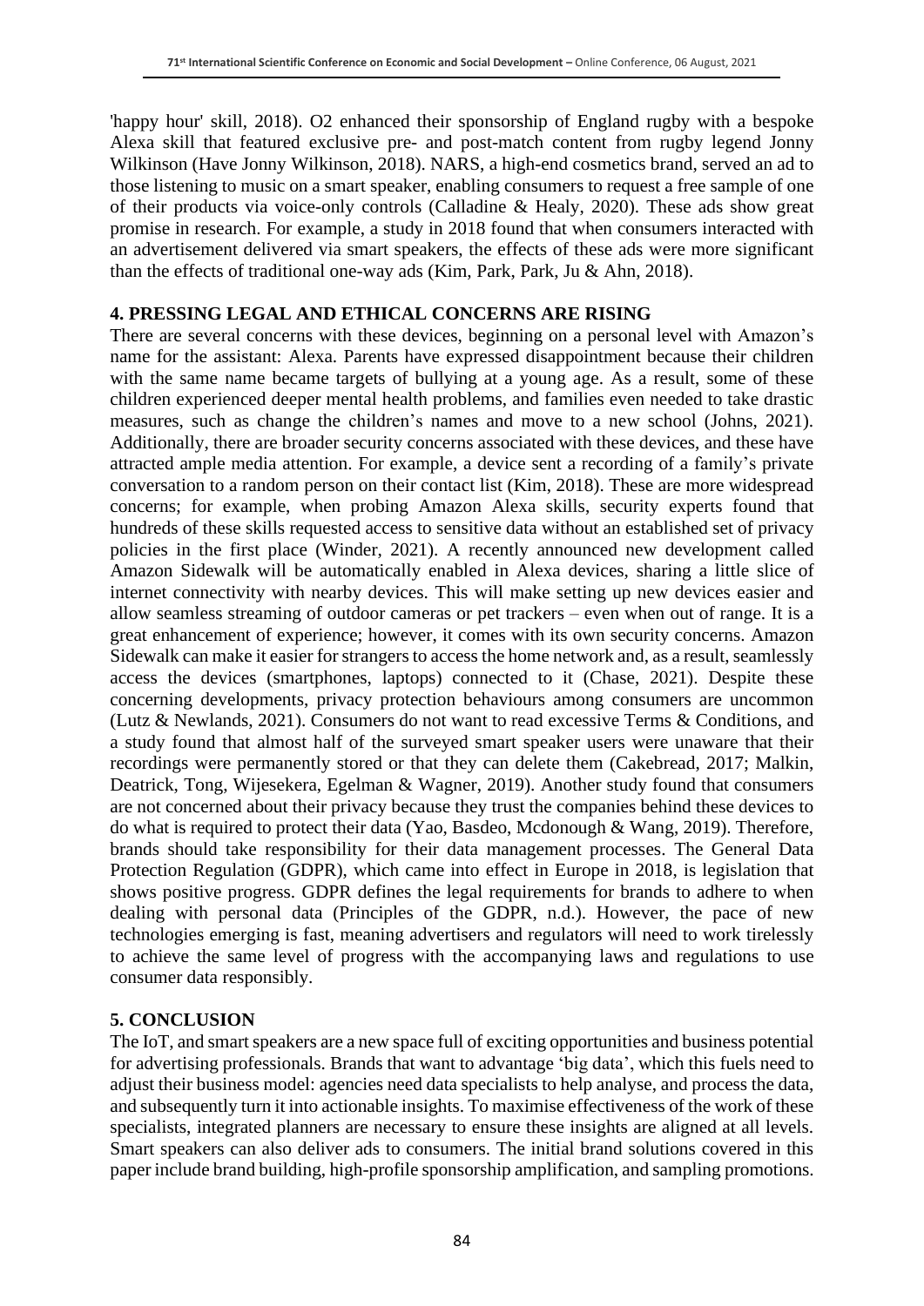'happy hour' skill, 2018). O2 enhanced their sponsorship of England rugby with a bespoke Alexa skill that featured exclusive pre- and post-match content from rugby legend Jonny Wilkinson (Have Jonny Wilkinson, 2018). NARS, a high-end cosmetics brand, served an ad to those listening to music on a smart speaker, enabling consumers to request a free sample of one of their products via voice-only controls (Calladine & Healy, 2020). These ads show great promise in research. For example, a study in 2018 found that when consumers interacted with an advertisement delivered via smart speakers, the effects of these ads were more significant than the effects of traditional one-way ads (Kim, Park, Park, Ju & Ahn, 2018).

## 4. PRESSING LEGAL AND ETHICAL CONCERNS ARE RISING

There are several concerns with these devices, beginning on a personal level with Amazon's name for the assistant: Alexa. Parents have expressed disappointment because their children with the same name became targets of bullying at a young age. As a result, some of these children experienced deeper mental health problems, and families even needed to take drastic measures, such as change the children's names and move to a new school (Johns, 2021). Additionally, there are broader security concerns associated with these devices, and these have attracted ample media attention. For example, a device sent a recording of a family's private conversation to a random person on their contact list (Kim, 2018). These are more widespread concerns; for example, when probing Amazon Alexa skills, security experts found that hundreds of these skills requested access to sensitive data without an established set of privacy policies in the first place (Winder, 2021). A recently announced new development called Amazon Sidewalk will be automatically enabled in Alexa devices, sharing a little slice of internet connectivity with nearby devices. This will make setting up new devices easier and allow seamless streaming of outdoor cameras or pet trackers – even when out of range. It is a great enhancement of experience; however, it comes with its own security concerns. Amazon Sidewalk can make it easier for strangers to access the home network and, as a result, seamlessly access the devices (smartphones, laptops) connected to it (Chase, 2021). Despite these concerning developments, privacy protection behaviours among consumers are uncommon (Lutz & Newlands, 2021). Consumers do not want to read excessive Terms & Conditions, and a study found that almost half of the surveyed smart speaker users were unaware that their recordings were permanently stored or that they can delete them (Cakebread, 2017; Malkin, Deatrick, Tong, Wijesekera, Egelman & Wagner, 2019). Another study found that consumers are not concerned about their privacy because they trust the companies behind these devices to do what is required to protect their data (Yao, Basdeo, Mcdonough & Wang, 2019). Therefore, brands should take responsibility for their data management processes. The General Data Protection Regulation (GDPR), which came into effect in Europe in 2018, is legislation that shows positive progress. GDPR defines the legal requirements for brands to adhere to when dealing with personal data (Principles of the GDPR, n.d.). However, the pace of new technologies emerging is fast, meaning advertisers and regulators will need to work tirelessly to achieve the same level of progress with the accompanying laws and regulations to use consumer data responsibly.

## 5. CONCLUSION

The IoT, and smart speakers are a new space full of exciting opportunities and business potential for advertising professionals. Brands that want to advantage 'big data', which this fuels need to adjust their business model: agencies need data specialists to help analyse, and process the data, and subsequently turn it into actionable insights. To maximise effectiveness of the work of these specialists, integrated planners are necessary to ensure these insights are aligned at all levels. Smart speakers can also deliver ads to consumers. The initial brand solutions covered in this paper include brand building, high-profile sponsorship amplification, and sampling promotions.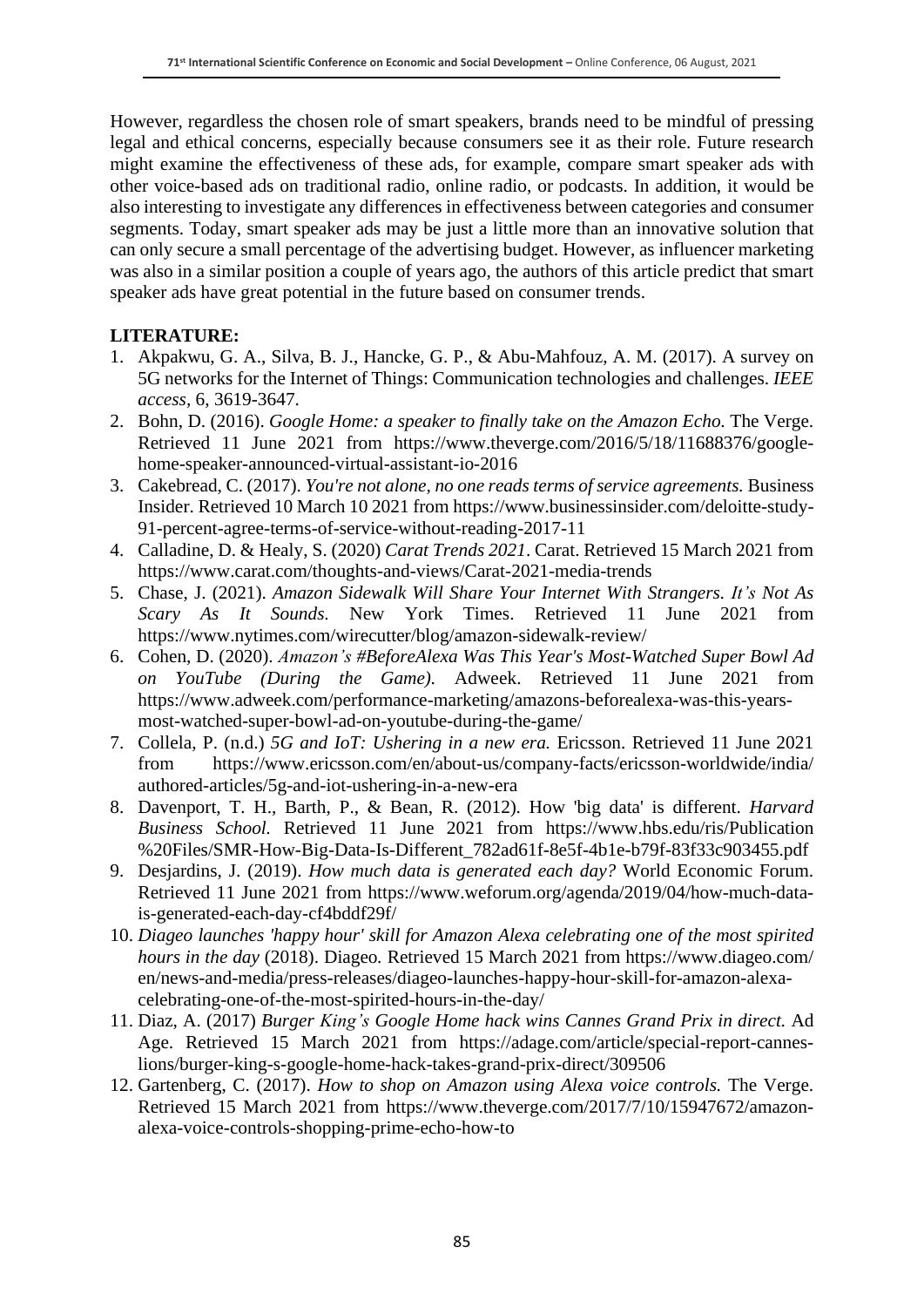However, regardless the chosen role of smart speakers, brands need to be mindful of pressing legal and ethical concerns, especially because consumers see it as their role. Future research might examine the effectiveness of these ads, for example, compare smart speaker ads with other voice-based ads on traditional radio, online radio, or podcasts. In addition, it would be also interesting to investigate any differences in effectiveness between categories and consumer segments. Today, smart speaker ads may be just a little more than an innovative solution that can only secure a small percentage of the advertising budget. However, as influencer marketing was also in a similar position a couple of years ago, the authors of this article predict that smart speaker ads have great potential in the future based on consumer trends.

**LITERATURE:**

1. Akpakwu, G. A., Silva, B. J., Hancke, G. P., & Abu-Mahfouz, A. M. (2017). A survey on 5G networks for the Internet of Things: Communication technologies and challenges. *IEEE access*, 6, 3619-3647.
2. Bohn, D. (2016). *Google Home: a speaker to finally take on the Amazon Echo.* The Verge. Retrieved 11 June 2021 from https://www.theverge.com/2016/5/18/11688376/google-home-speaker-announced-virtual-assistant-io-2016
3. Cakebread, C. (2017). *You're not alone, no one reads terms of service agreements.* Business Insider. Retrieved 10 March 10 2021 from https://www.businessinsider.com/deloitte-study-91-percent-agree-terms-of-service-without-reading-2017-11
4. Calladine, D. & Healy, S. (2020) *Carat Trends 2021*. Carat. Retrieved 15 March 2021 from https://www.carat.com/thoughts-and-views/Carat-2021-media-trends
5. Chase, J. (2021). *Amazon Sidewalk Will Share Your Internet With Strangers. It's Not As Scary As It Sounds*. New York Times. Retrieved 11 June 2021 from https://www.nytimes.com/wirecutter/blog/amazon-sidewalk-review/
6. Cohen, D. (2020). *Amazon's #BeforeAlexa Was This Year's Most-Watched Super Bowl Ad on YouTube (During the Game)*. Adweek. Retrieved 11 June 2021 from https://www.adweek.com/performance-marketing/amazons-beforealexa-was-this-years-most-watched-super-bowl-ad-on-youtube-during-the-game/
7. Collela, P. (n.d.) *5G and IoT: Ushering in a new era.* Ericsson. Retrieved 11 June 2021 from https://www.ericsson.com/en/about-us/company-facts/ericsson-worldwide/india/authored-articles/5g-and-iot-ushering-in-a-new-era
8. Davenport, T. H., Barth, P., & Bean, R. (2012). How 'big data' is different. *Harvard Business School.* Retrieved 11 June 2021 from https://www.hbs.edu/ris/Publication%20Files/SMR-How-Big-Data-Is-Different_782ad61f-8e5f-4b1e-b79f-83f33c903455.pdf
9. Desjardins, J. (2019). *How much data is generated each day?* World Economic Forum. Retrieved 11 June 2021 from https://www.weforum.org/agenda/2019/04/how-much-data-is-generated-each-day-cf4bddf29f/
10. *Diageo launches 'happy hour' skill for Amazon Alexa celebrating one of the most spirited hours in the day* (2018). Diageo. Retrieved 15 March 2021 from https://www.diageo.com/en/news-and-media/press-releases/diageo-launches-happy-hour-skill-for-amazon-alexa-celebrating-one-of-the-most-spirited-hours-in-the-day/
11. Diaz, A. (2017) *Burger King's Google Home hack wins Cannes Grand Prix in direct.* Ad Age. Retrieved 15 March 2021 from https://adage.com/article/special-report-cannes-lions/burger-king-s-google-home-hack-takes-grand-prix-direct/309506
12. Gartenberg, C. (2017). *How to shop on Amazon using Alexa voice controls.* The Verge. Retrieved 15 March 2021 from https://www.theverge.com/2017/7/10/15947672/amazon-alexa-voice-controls-shopping-prime-echo-how-to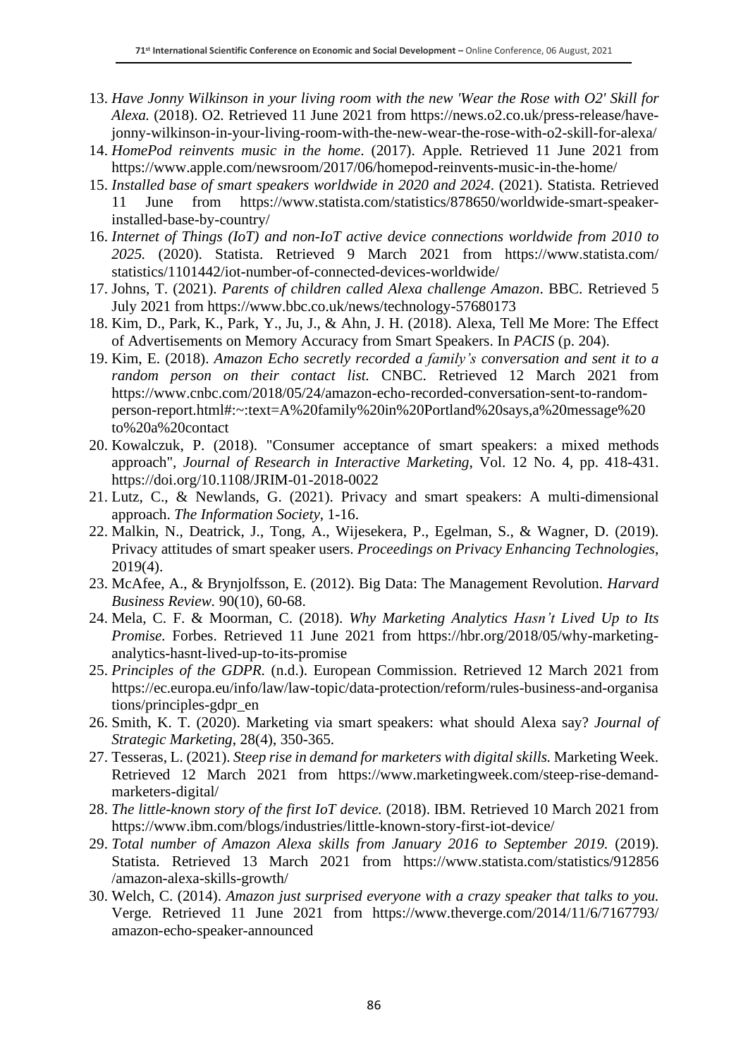13. *Have Jonny Wilkinson in your living room with the new 'Wear the Rose with O2' Skill for Alexa.* (2018). O2. Retrieved 11 June 2021 from https://news.o2.co.uk/press-release/have-jonny-wilkinson-in-your-living-room-with-the-new-wear-the-rose-with-o2-skill-for-alexa/
14. *HomePod reinvents music in the home*. (2017). Apple. Retrieved 11 June 2021 from https://www.apple.com/newsroom/2017/06/homepod-reinvents-music-in-the-home/
15. *Installed base of smart speakers worldwide in 2020 and 2024*. (2021). Statista. Retrieved 11 June from https://www.statista.com/statistics/878650/worldwide-smart-speaker-installed-base-by-country/
16. *Internet of Things (IoT) and non-IoT active device connections worldwide from 2010 to 2025.* (2020). Statista. Retrieved 9 March 2021 from https://www.statista.com/statistics/1101442/iot-number-of-connected-devices-worldwide/
17. Johns, T. (2021). *Parents of children called Alexa challenge Amazon*. BBC. Retrieved 5 July 2021 from https://www.bbc.co.uk/news/technology-57680173
18. Kim, D., Park, K., Park, Y., Ju, J., & Ahn, J. H. (2018). Alexa, Tell Me More: The Effect of Advertisements on Memory Accuracy from Smart Speakers. In *PACIS* (p. 204).
19. Kim, E. (2018). *Amazon Echo secretly recorded a family's conversation and sent it to a random person on their contact list.* CNBC. Retrieved 12 March 2021 from https://www.cnbc.com/2018/05/24/amazon-echo-recorded-conversation-sent-to-random-person-report.html#:~:text=A%20family%20in%20Portland%20says,a%20message%20to%20a%20contact
20. Kowalczuk, P. (2018). "Consumer acceptance of smart speakers: a mixed methods approach", *Journal of Research in Interactive Marketing*, Vol. 12 No. 4, pp. 418-431. https://doi.org/10.1108/JRIM-01-2018-0022
21. Lutz, C., & Newlands, G. (2021). Privacy and smart speakers: A multi-dimensional approach. *The Information Society*, 1-16.
22. Malkin, N., Deatrick, J., Tong, A., Wijesekera, P., Egelman, S., & Wagner, D. (2019). Privacy attitudes of smart speaker users. *Proceedings on Privacy Enhancing Technologies*, 2019(4).
23. McAfee, A., & Brynjolfsson, E. (2012). Big Data: The Management Revolution. *Harvard Business Review*. 90(10), 60-68.
24. Mela, C. F. & Moorman, C. (2018). *Why Marketing Analytics Hasn't Lived Up to Its Promise.* Forbes. Retrieved 11 June 2021 from https://hbr.org/2018/05/why-marketing-analytics-hasnt-lived-up-to-its-promise
25. *Principles of the GDPR.* (n.d.). European Commission. Retrieved 12 March 2021 from https://ec.europa.eu/info/law/law-topic/data-protection/reform/rules-business-and-organisations/principles-gdpr_en
26. Smith, K. T. (2020). Marketing via smart speakers: what should Alexa say? *Journal of Strategic Marketing*, 28(4), 350-365.
27. Tesseras, L. (2021). *Steep rise in demand for marketers with digital skills.* Marketing Week. Retrieved 12 March 2021 from https://www.marketingweek.com/steep-rise-demand-marketers-digital/
28. *The little-known story of the first IoT device.* (2018). IBM. Retrieved 10 March 2021 from https://www.ibm.com/blogs/industries/little-known-story-first-iot-device/
29. *Total number of Amazon Alexa skills from January 2016 to September 2019.* (2019). Statista. Retrieved 13 March 2021 from https://www.statista.com/statistics/912856/amazon-alexa-skills-growth/
30. Welch, C. (2014). *Amazon just surprised everyone with a crazy speaker that talks to you.* Verge*.* Retrieved 11 June 2021 from https://www.theverge.com/2014/11/6/7167793/amazon-echo-speaker-announced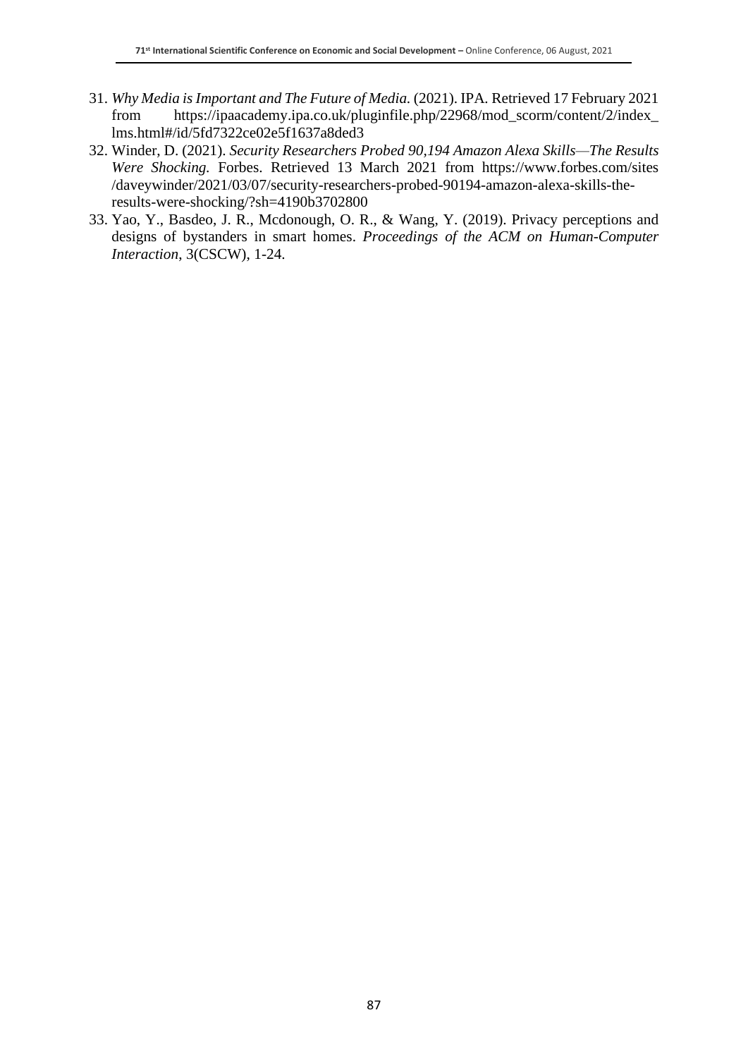31. *Why Media is Important and The Future of Media.* (2021). IPA. Retrieved 17 February 2021 from https://ipaacademy.ipa.co.uk/pluginfile.php/22968/mod_scorm/content/2/index_lms.html#/id/5fd7322ce02e5f1637a8ded3
32. Winder, D. (2021). *Security Researchers Probed 90,194 Amazon Alexa Skills—The Results Were Shocking.* Forbes. Retrieved 13 March 2021 from https://www.forbes.com/sites/daveywinder/2021/03/07/security-researchers-probed-90194-amazon-alexa-skills-the-results-were-shocking/?sh=4190b3702800
33. Yao, Y., Basdeo, J. R., Mcdonough, O. R., & Wang, Y. (2019). Privacy perceptions and designs of bystanders in smart homes. *Proceedings of the ACM on Human-Computer Interaction*, 3(CSCW), 1-24.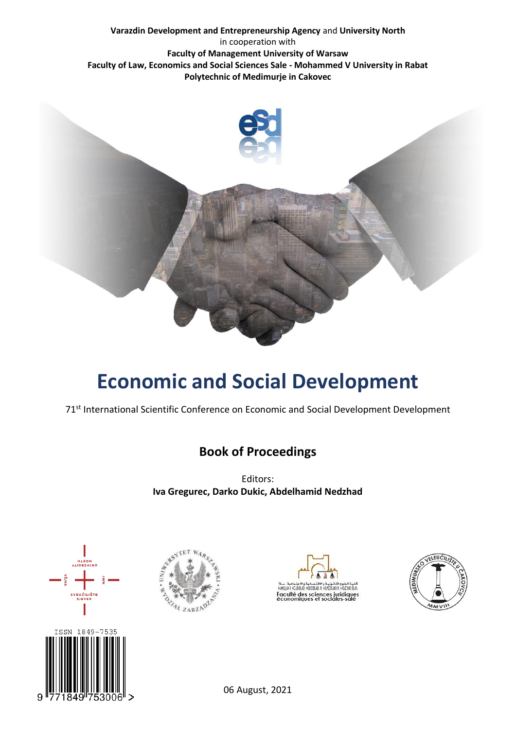**Varazdin Development and Entrepreneurship Agency** and **University North**
in cooperation with
**Faculty of Management University of Warsaw**
**Faculty of Law, Economics and Social Sciences Sale - Mohammed V University in Rabat**
**Polytechnic of Medimurje in Cakovec**

# Economic and Social Development

71[st] International Scientific Conference on Economic and Social Development Development

## Book of Proceedings

Editors:
**Iva Gregurec, Darko Dukic, Abdelhamid Nedzhad**

ISSN 1849-7535

06 August, 2021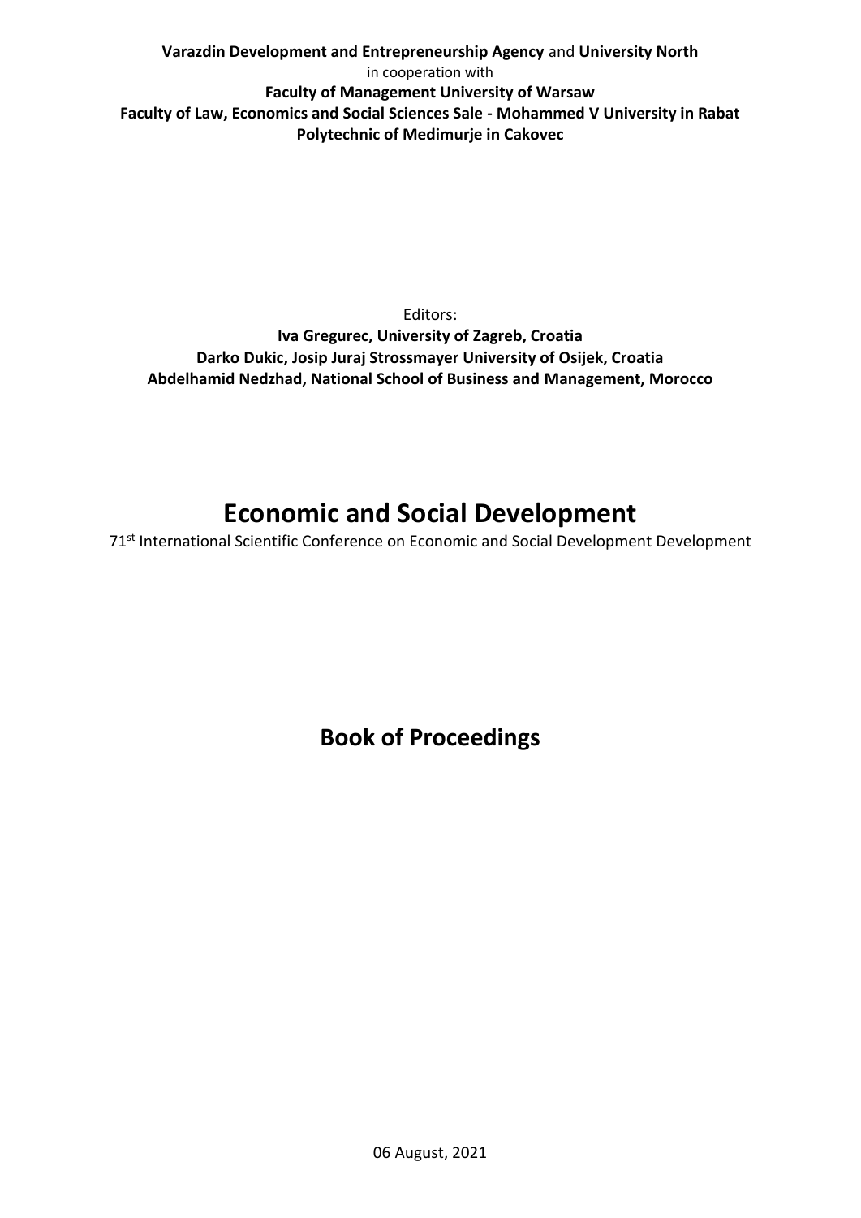**Varazdin Development and Entrepreneurship Agency** and **University North**
in cooperation with
**Faculty of Management University of Warsaw**
**Faculty of Law, Economics and Social Sciences Sale - Mohammed V University in Rabat**
**Polytechnic of Medimurje in Cakovec**

Editors:
**Iva Gregurec, University of Zagreb, Croatia**
**Darko Dukic, Josip Juraj Strossmayer University of Osijek, Croatia**
**Abdelhamid Nedzhad, National School of Business and Management, Morocco**

# Economic and Social Development

71st International Scientific Conference on Economic and Social Development Development

## Book of Proceedings

06 August, 2021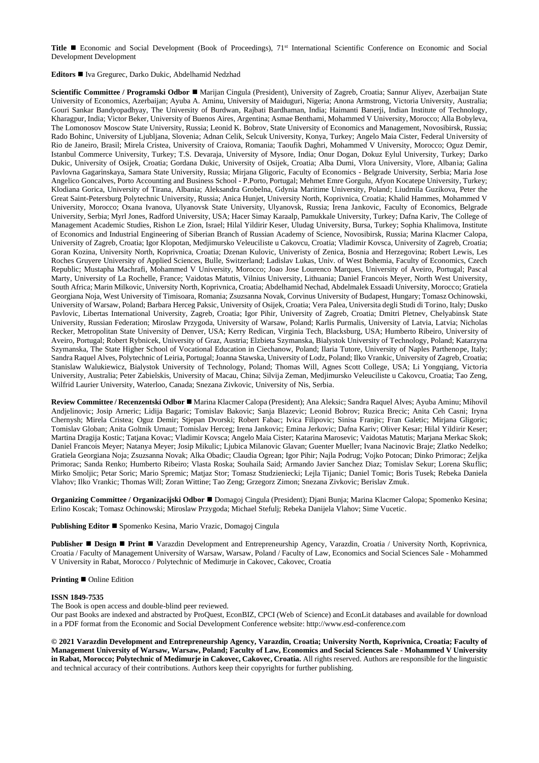**Title** ■ Economic and Social Development (Book of Proceedings), 71[st] International Scientific Conference on Economic and Social Development Development

**Editors** ■ Iva Gregurec, Darko Dukic, Abdelhamid Nedzhad

**Scientific Committee / Programski Odbor** ■ Marijan Cingula (President), University of Zagreb, Croatia; Sannur Aliyev, Azerbaijan State University of Economics, Azerbaijan; Ayuba A. Aminu, University of Maiduguri, Nigeria; Anona Armstrong, Victoria University, Australia; Gouri Sankar Bandyopadhyay, The University of Burdwan, Rajbati Bardhaman, India; Haimanti Banerji, Indian Institute of Technology, Kharagpur, India; Victor Beker, University of Buenos Aires, Argentina; Asmae Benthami, Mohammed V University, Morocco; Alla Bobyleva, The Lomonosov Moscow State University, Russia; Leonid K. Bobrov, State University of Economics and Management, Novosibirsk, Russia; Rado Bohinc, University of Ljubljana, Slovenia; Adnan Celik, Selcuk University, Konya, Turkey; Angelo Maia Cister, Federal University of Rio de Janeiro, Brasil; Mirela Cristea, University of Craiova, Romania; Taoufik Daghri, Mohammed V University, Morocco; Oguz Demir, Istanbul Commerce University, Turkey; T.S. Devaraja, University of Mysore, India; Onur Dogan, Dokuz Eylul University, Turkey; Darko Dukic, University of Osijek, Croatia; Gordana Dukic, University of Osijek, Croatia; Alba Dumi, Vlora University, Vlore, Albania; Galina Pavlovna Gagarinskaya, Samara State University, Russia; Mirjana Gligoric, Faculty of Economics - Belgrade University, Serbia; Maria Jose Angelico Goncalves, Porto Accounting and Business School - P.Porto, Portugal; Mehmet Emre Gorgulu, Afyon Kocatepe University, Turkey; Klodiana Gorica, University of Tirana, Albania; Aleksandra Grobelna, Gdynia Maritime University, Poland; Liudmila Guzikova, Peter the Great Saint-Petersburg Polytechnic University, Russia; Anica Hunjet, University North, Koprivnica, Croatia; Khalid Hammes, Mohammed V University, Morocco; Oxana Ivanova, Ulyanovsk State University, Ulyanovsk, Russia; Irena Jankovic, Faculty of Economics, Belgrade University, Serbia; Myrl Jones, Radford University, USA; Hacer Simay Karaalp, Pamukkale University, Turkey; Dafna Kariv, The College of Management Academic Studies, Rishon Le Zion, Israel; Hilal Yildirir Keser, Uludag University, Bursa, Turkey; Sophia Khalimova, Institute of Economics and Industrial Engineering of Siberian Branch of Russian Academy of Science, Novosibirsk, Russia; Marina Klacmer Calopa, University of Zagreb, Croatia; Igor Klopotan, Medjimursko Veleuciliste u Cakovcu, Croatia; Vladimir Kovsca, University of Zagreb, Croatia; Goran Kozina, University North, Koprivnica, Croatia; Dzenan Kulovic, Univeristy of Zenica, Bosnia and Herzegovina; Robert Lewis, Les Roches Gruyere University of Applied Sciences, Bulle, Switzerland; Ladislav Lukas, Univ. of West Bohemia, Faculty of Economics, Czech Republic; Mustapha Machrafi, Mohammed V University, Morocco; Joao Jose Lourenco Marques, University of Aveiro, Portugal; Pascal Marty, University of La Rochelle, France; Vaidotas Matutis, Vilnius University, Lithuania; Daniel Francois Meyer, North West University, South Africa; Marin Milkovic, University North, Koprivnica, Croatia; Abdelhamid Nechad, Abdelmalek Essaadi University, Morocco; Gratiela Georgiana Noja, West University of Timisoara, Romania; Zsuzsanna Novak, Corvinus University of Budapest, Hungary; Tomasz Ochinowski, University of Warsaw, Poland; Barbara Herceg Paksic, University of Osijek, Croatia; Vera Palea, Universita degli Studi di Torino, Italy; Dusko Pavlovic, Libertas International University, Zagreb, Croatia; Igor Pihir, University of Zagreb, Croatia; Dmitri Pletnev, Chelyabinsk State University, Russian Federation; Miroslaw Przygoda, University of Warsaw, Poland; Karlis Purmalis, University of Latvia, Latvia; Nicholas Recker, Metropolitan State University of Denver, USA; Kerry Redican, Virginia Tech, Blacksburg, USA; Humberto Ribeiro, University of Aveiro, Portugal; Robert Rybnicek, University of Graz, Austria; Elzbieta Szymanska, Bialystok University of Technology, Poland; Katarzyna Szymanska, The State Higher School of Vocational Education in Ciechanow, Poland; Ilaria Tutore, University of Naples Parthenope, Italy; Sandra Raquel Alves, Polytechnic of Leiria, Portugal; Joanna Stawska, University of Lodz, Poland; Ilko Vrankic, University of Zagreb, Croatia; Stanislaw Walukiewicz, Bialystok University of Technology, Poland; Thomas Will, Agnes Scott College, USA; Li Yongqiang, Victoria University, Australia; Peter Zabielskis, University of Macau, China; Silvija Zeman, Medjimursko Veleuciliste u Cakovcu, Croatia; Tao Zeng, Wilfrid Laurier University, Waterloo, Canada; Snezana Zivkovic, University of Nis, Serbia.

**Review Committee / Recenzentski Odbor** ■ Marina Klacmer Calopa (President); Ana Aleksic; Sandra Raquel Alves; Ayuba Aminu; Mihovil Andjelinovic; Josip Arneric; Lidija Bagaric; Tomislav Bakovic; Sanja Blazevic; Leonid Bobrov; Ruzica Brecic; Anita Ceh Casni; Iryna Chernysh; Mirela Cristea; Oguz Demir; Stjepan Dvorski; Robert Fabac; Ivica Filipovic; Sinisa Franjic; Fran Galetic; Mirjana Gligoric; Tomislav Globan; Anita Goltnik Urnaut; Tomislav Herceg; Irena Jankovic; Emina Jerkovic; Dafna Kariv; Oliver Kesar; Hilal Yildirir Keser; Martina Dragija Kostic; Tatjana Kovac; Vladimir Kovsca; Angelo Maia Cister; Katarina Marosevic; Vaidotas Matutis; Marjana Merkac Skok; Daniel Francois Meyer; Natanya Meyer; Josip Mikulic; Ljubica Milanovic Glavan; Guenter Mueller; Ivana Nacinovic Braje; Zlatko Nedelko; Gratiela Georgiana Noja; Zsuzsanna Novak; Alka Obadic; Claudia Ogrean; Igor Pihir; Najla Podrug; Vojko Potocan; Dinko Primorac; Zeljka Primorac; Sanda Renko; Humberto Ribeiro; Vlasta Roska; Souhaila Said; Armando Javier Sanchez Diaz; Tomislav Sekur; Lorena Skuflic; Mirko Smoljic; Petar Soric; Mario Spremic; Matjaz Stor; Tomasz Studzieniecki; Lejla Tijanic; Daniel Tomic; Boris Tusek; Rebeka Daniela Vlahov; Ilko Vrankic; Thomas Will; Zoran Wittine; Tao Zeng; Grzegorz Zimon; Snezana Zivkovic; Berislav Zmuk.

**Organizing Committee / Organizacijski Odbor** ■ Domagoj Cingula (President); Djani Bunja; Marina Klacmer Calopa; Spomenko Kesina; Erlino Koscak; Tomasz Ochinowski; Miroslaw Przygoda; Michael Stefulj; Rebeka Danijela Vlahov; Sime Vucetic.

**Publishing Editor** ■ Spomenko Kesina, Mario Vrazic, Domagoj Cingula

**Publisher** ■ **Design** ■ **Print** ■ Varazdin Development and Entrepreneurship Agency, Varazdin, Croatia / University North, Koprivnica, Croatia / Faculty of Management University of Warsaw, Warsaw, Poland / Faculty of Law, Economics and Social Sciences Sale - Mohammed V University in Rabat, Morocco / Polytechnic of Medimurje in Cakovec, Cakovec, Croatia

**Printing** ■ Online Edition

**ISSN 1849-7535**

The Book is open access and double-blind peer reviewed.

Our past Books are indexed and abstracted by ProQuest, EconBIZ, CPCI (Web of Science) and EconLit databases and available for download in a PDF format from the Economic and Social Development Conference website: http://www.esd-conference.com

**© 2021 Varazdin Development and Entrepreneurship Agency, Varazdin, Croatia; University North, Koprivnica, Croatia; Faculty of Management University of Warsaw, Warsaw, Poland; Faculty of Law, Economics and Social Sciences Sale - Mohammed V University in Rabat, Morocco; Polytechnic of Medimurje in Cakovec, Cakovec, Croatia.** All rights reserved. Authors are responsible for the linguistic and technical accuracy of their contributions. Authors keep their copyrights for further publishing.